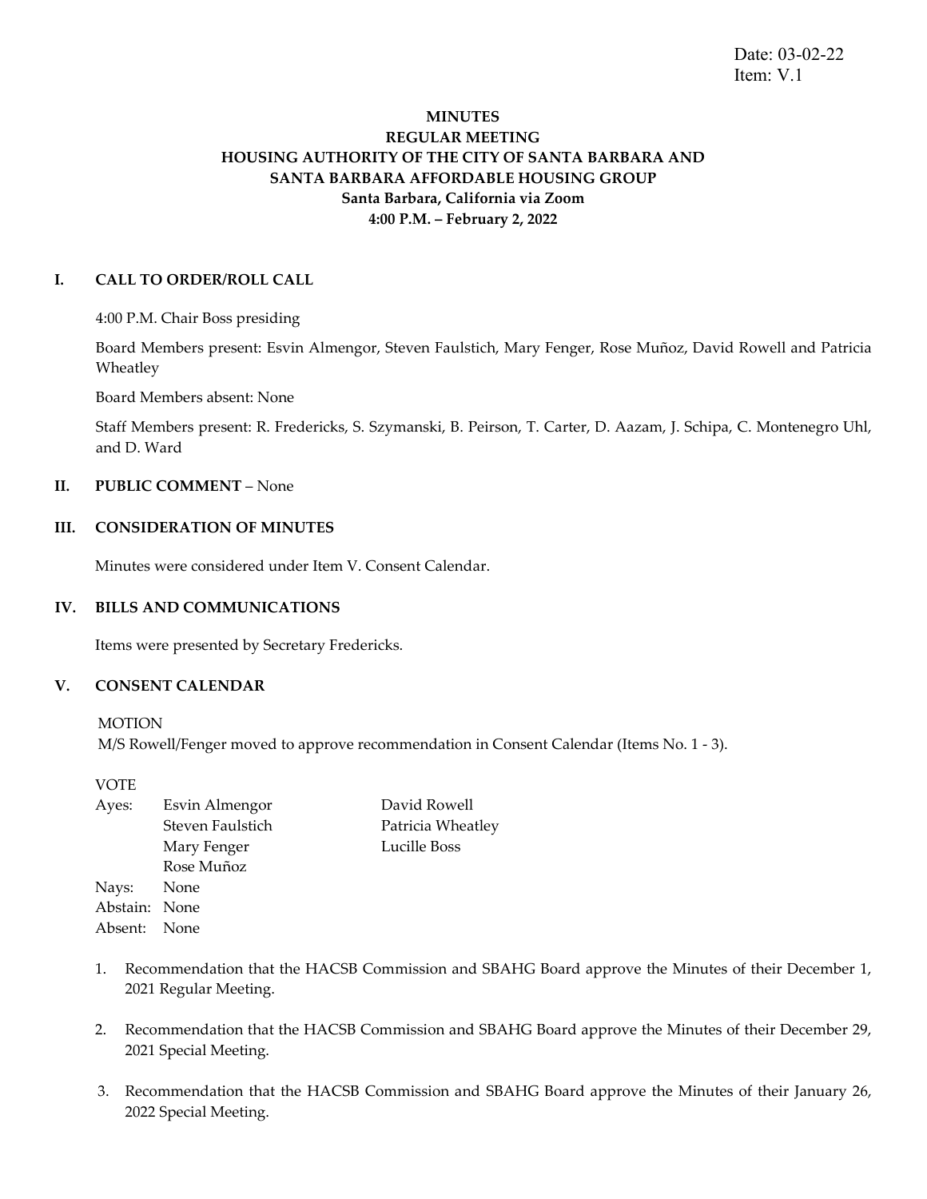Date: 03-02-22
Item: V.1

**MINUTES**
**REGULAR MEETING**
**HOUSING AUTHORITY OF THE CITY OF SANTA BARBARA AND**
**SANTA BARBARA AFFORDABLE HOUSING GROUP**
**Santa Barbara, California via Zoom**
**4:00 P.M. – February 2, 2022**

## I. CALL TO ORDER/ROLL CALL

4:00 P.M. Chair Boss presiding

Board Members present: Esvin Almengor, Steven Faulstich, Mary Fenger, Rose Muñoz, David Rowell and Patricia Wheatley

Board Members absent: None

Staff Members present: R. Fredericks, S. Szymanski, B. Peirson, T. Carter, D. Aazam, J. Schipa, C. Montenegro Uhl, and D. Ward

## II. PUBLIC COMMENT – None

## III. CONSIDERATION OF MINUTES

Minutes were considered under Item V. Consent Calendar.

## IV. BILLS AND COMMUNICATIONS

Items were presented by Secretary Fredericks.

## V. CONSENT CALENDAR

MOTION
M/S Rowell/Fenger moved to approve recommendation in Consent Calendar (Items No. 1 - 3).

VOTE

| | | |
|---|---|---|
| Ayes: | Esvin Almengor | David Rowell |
| | Steven Faulstich | Patricia Wheatley |
| | Mary Fenger | Lucille Boss |
| | Rose Muñoz | |
| Nays: | None | |
| Abstain: | None | |
| Absent: | None | |

1. Recommendation that the HACSB Commission and SBAHG Board approve the Minutes of their December 1, 2021 Regular Meeting.

2. Recommendation that the HACSB Commission and SBAHG Board approve the Minutes of their December 29, 2021 Special Meeting.

3. Recommendation that the HACSB Commission and SBAHG Board approve the Minutes of their January 26, 2022 Special Meeting.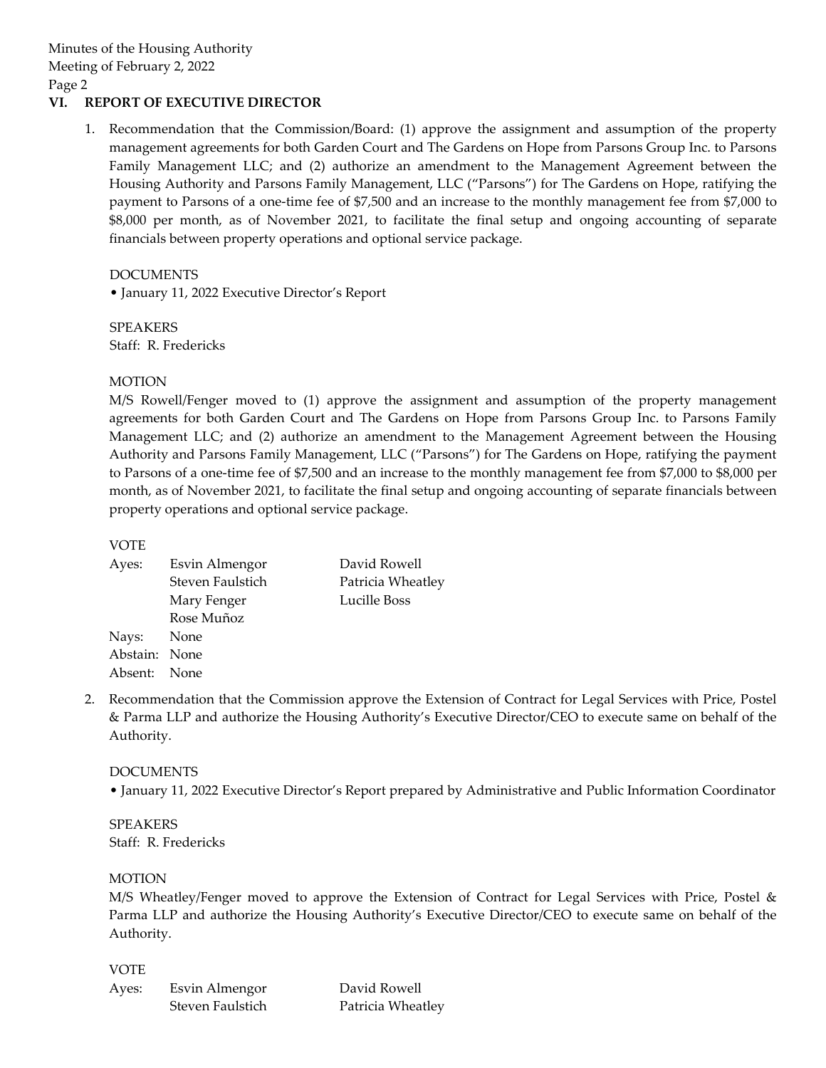## VI. REPORT OF EXECUTIVE DIRECTOR

1. Recommendation that the Commission/Board: (1) approve the assignment and assumption of the property management agreements for both Garden Court and The Gardens on Hope from Parsons Group Inc. to Parsons Family Management LLC; and (2) authorize an amendment to the Management Agreement between the Housing Authority and Parsons Family Management, LLC ("Parsons") for The Gardens on Hope, ratifying the payment to Parsons of a one-time fee of $7,500 and an increase to the monthly management fee from $7,000 to $8,000 per month, as of November 2021, to facilitate the final setup and ongoing accounting of separate financials between property operations and optional service package.

   DOCUMENTS
   - January 11, 2022 Executive Director's Report

   SPEAKERS
   Staff: R. Fredericks

   MOTION
   M/S Rowell/Fenger moved to (1) approve the assignment and assumption of the property management agreements for both Garden Court and The Gardens on Hope from Parsons Group Inc. to Parsons Family Management LLC; and (2) authorize an amendment to the Management Agreement between the Housing Authority and Parsons Family Management, LLC ("Parsons") for The Gardens on Hope, ratifying the payment to Parsons of a one-time fee of $7,500 and an increase to the monthly management fee from $7,000 to $8,000 per month, as of November 2021, to facilitate the final setup and ongoing accounting of separate financials between property operations and optional service package.

   VOTE
   Ayes: Esvin Almengor, Steven Faulstich, Mary Fenger, Rose Muñoz, David Rowell, Patricia Wheatley, Lucille Boss
   Nays: None
   Abstain: None
   Absent: None

2. Recommendation that the Commission approve the Extension of Contract for Legal Services with Price, Postel & Parma LLP and authorize the Housing Authority's Executive Director/CEO to execute same on behalf of the Authority.

   DOCUMENTS
   - January 11, 2022 Executive Director's Report prepared by Administrative and Public Information Coordinator

   SPEAKERS
   Staff: R. Fredericks

   MOTION
   M/S Wheatley/Fenger moved to approve the Extension of Contract for Legal Services with Price, Postel & Parma LLP and authorize the Housing Authority's Executive Director/CEO to execute same on behalf of the Authority.

   VOTE
   Ayes: Esvin Almengor, Steven Faulstich, David Rowell, Patricia Wheatley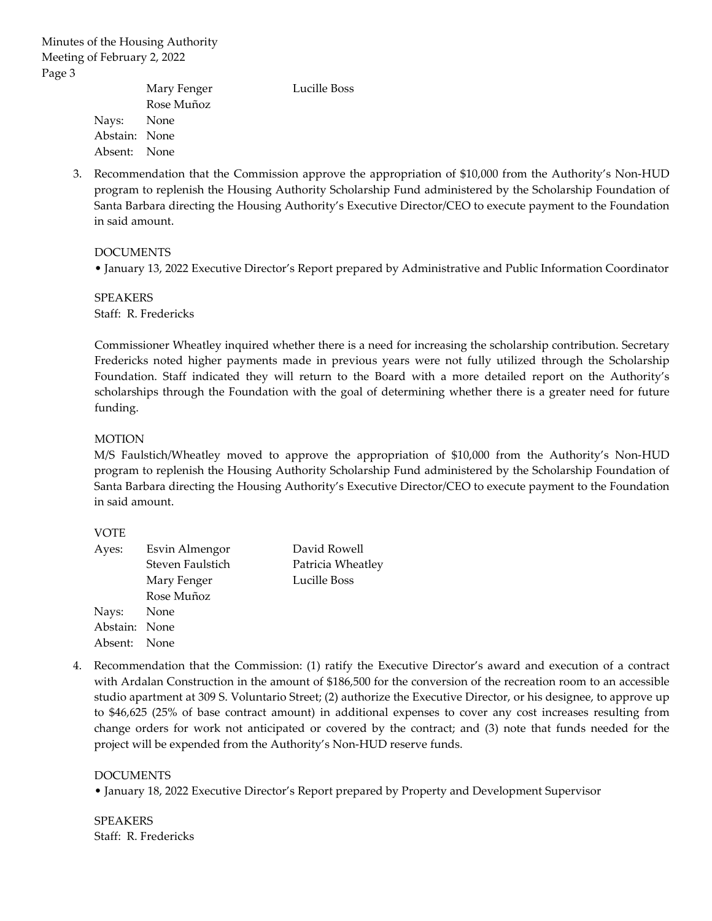| | | |
|---|---|---|
| | Mary Fenger | Lucille Boss |
| | Rose Muñoz | |
| Nays: | None | |
| Abstain: | None | |
| Absent: | None | |

3. Recommendation that the Commission approve the appropriation of $10,000 from the Authority's Non-HUD program to replenish the Housing Authority Scholarship Fund administered by the Scholarship Foundation of Santa Barbara directing the Housing Authority's Executive Director/CEO to execute payment to the Foundation in said amount.

   DOCUMENTS
   - January 13, 2022 Executive Director's Report prepared by Administrative and Public Information Coordinator

   SPEAKERS
   Staff: R. Fredericks

   Commissioner Wheatley inquired whether there is a need for increasing the scholarship contribution. Secretary Fredericks noted higher payments made in previous years were not fully utilized through the Scholarship Foundation. Staff indicated they will return to the Board with a more detailed report on the Authority's scholarships through the Foundation with the goal of determining whether there is a greater need for future funding.

   MOTION
   M/S Faulstich/Wheatley moved to approve the appropriation of $10,000 from the Authority's Non-HUD program to replenish the Housing Authority Scholarship Fund administered by the Scholarship Foundation of Santa Barbara directing the Housing Authority's Executive Director/CEO to execute payment to the Foundation in said amount.

   VOTE

   | | | |
   |---|---|---|
   | Ayes: | Esvin Almengor | David Rowell |
   | | Steven Faulstich | Patricia Wheatley |
   | | Mary Fenger | Lucille Boss |
   | | Rose Muñoz | |
   | Nays: | None | |
   | Abstain: | None | |
   | Absent: | None | |

4. Recommendation that the Commission: (1) ratify the Executive Director's award and execution of a contract with Ardalan Construction in the amount of $186,500 for the conversion of the recreation room to an accessible studio apartment at 309 S. Voluntario Street; (2) authorize the Executive Director, or his designee, to approve up to $46,625 (25% of base contract amount) in additional expenses to cover any cost increases resulting from change orders for work not anticipated or covered by the contract; and (3) note that funds needed for the project will be expended from the Authority's Non-HUD reserve funds.

   DOCUMENTS
   - January 18, 2022 Executive Director's Report prepared by Property and Development Supervisor

   SPEAKERS
   Staff: R. Fredericks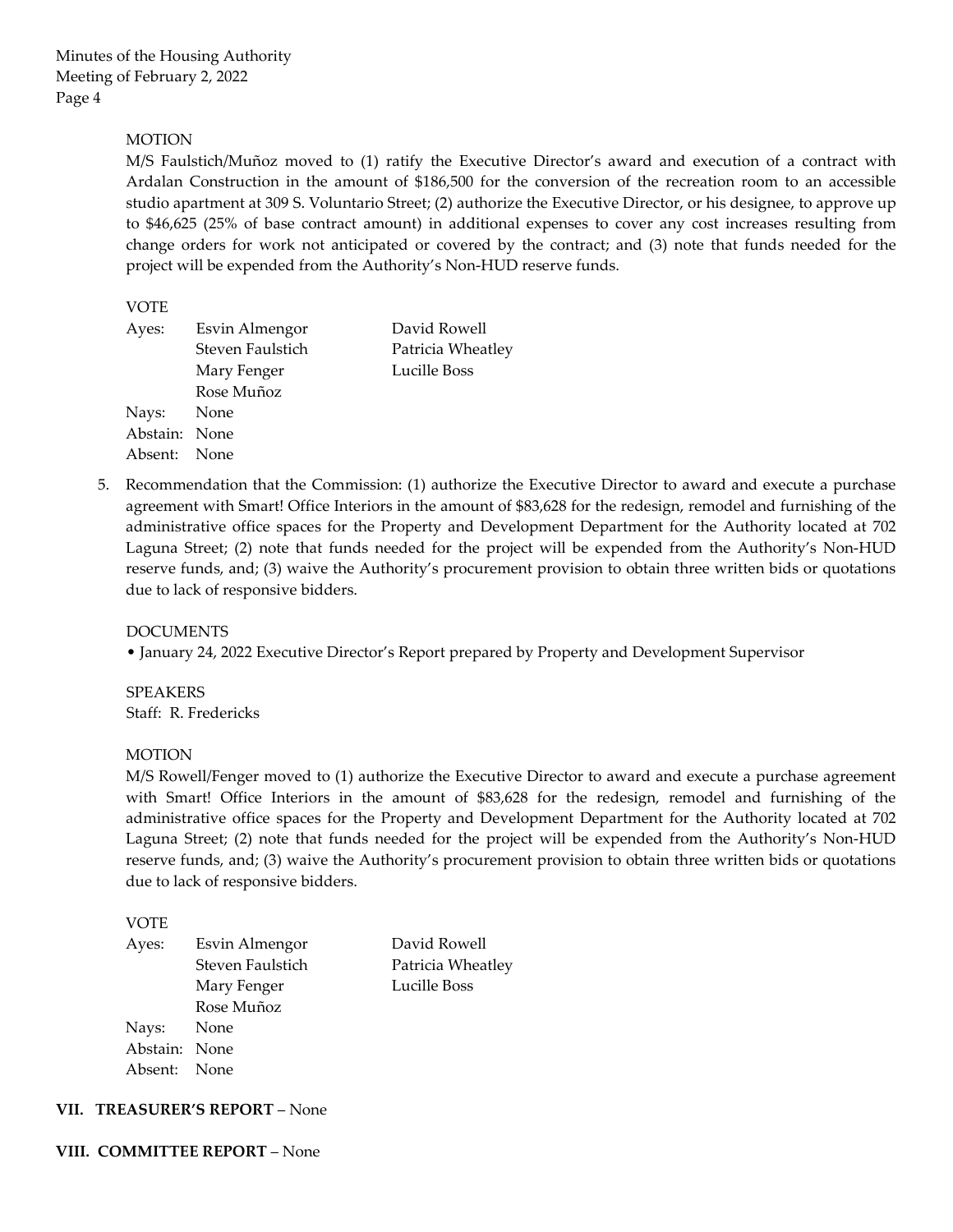MOTION

M/S Faulstich/Muñoz moved to (1) ratify the Executive Director's award and execution of a contract with Ardalan Construction in the amount of $186,500 for the conversion of the recreation room to an accessible studio apartment at 309 S. Voluntario Street; (2) authorize the Executive Director, or his designee, to approve up to $46,625 (25% of base contract amount) in additional expenses to cover any cost increases resulting from change orders for work not anticipated or covered by the contract; and (3) note that funds needed for the project will be expended from the Authority's Non-HUD reserve funds.

VOTE

| | | |
|---|---|---|
| Ayes: | Esvin Almengor | David Rowell |
| | Steven Faulstich | Patricia Wheatley |
| | Mary Fenger | Lucille Boss |
| | Rose Muñoz | |
| Nays: | None | |
| Abstain: | None | |
| Absent: | None | |

5. Recommendation that the Commission: (1) authorize the Executive Director to award and execute a purchase agreement with Smart! Office Interiors in the amount of $83,628 for the redesign, remodel and furnishing of the administrative office spaces for the Property and Development Department for the Authority located at 702 Laguna Street; (2) note that funds needed for the project will be expended from the Authority's Non-HUD reserve funds, and; (3) waive the Authority's procurement provision to obtain three written bids or quotations due to lack of responsive bidders.

   DOCUMENTS

   • January 24, 2022 Executive Director's Report prepared by Property and Development Supervisor

   SPEAKERS

   Staff: R. Fredericks

   MOTION

   M/S Rowell/Fenger moved to (1) authorize the Executive Director to award and execute a purchase agreement with Smart! Office Interiors in the amount of $83,628 for the redesign, remodel and furnishing of the administrative office spaces for the Property and Development Department for the Authority located at 702 Laguna Street; (2) note that funds needed for the project will be expended from the Authority's Non-HUD reserve funds, and; (3) waive the Authority's procurement provision to obtain three written bids or quotations due to lack of responsive bidders.

   VOTE

| | | |
|---|---|---|
| Ayes: | Esvin Almengor | David Rowell |
| | Steven Faulstich | Patricia Wheatley |
| | Mary Fenger | Lucille Boss |
| | Rose Muñoz | |
| Nays: | None | |
| Abstain: | None | |
| Absent: | None | |

## VII. TREASURER'S REPORT – None

## VIII. COMMITTEE REPORT – None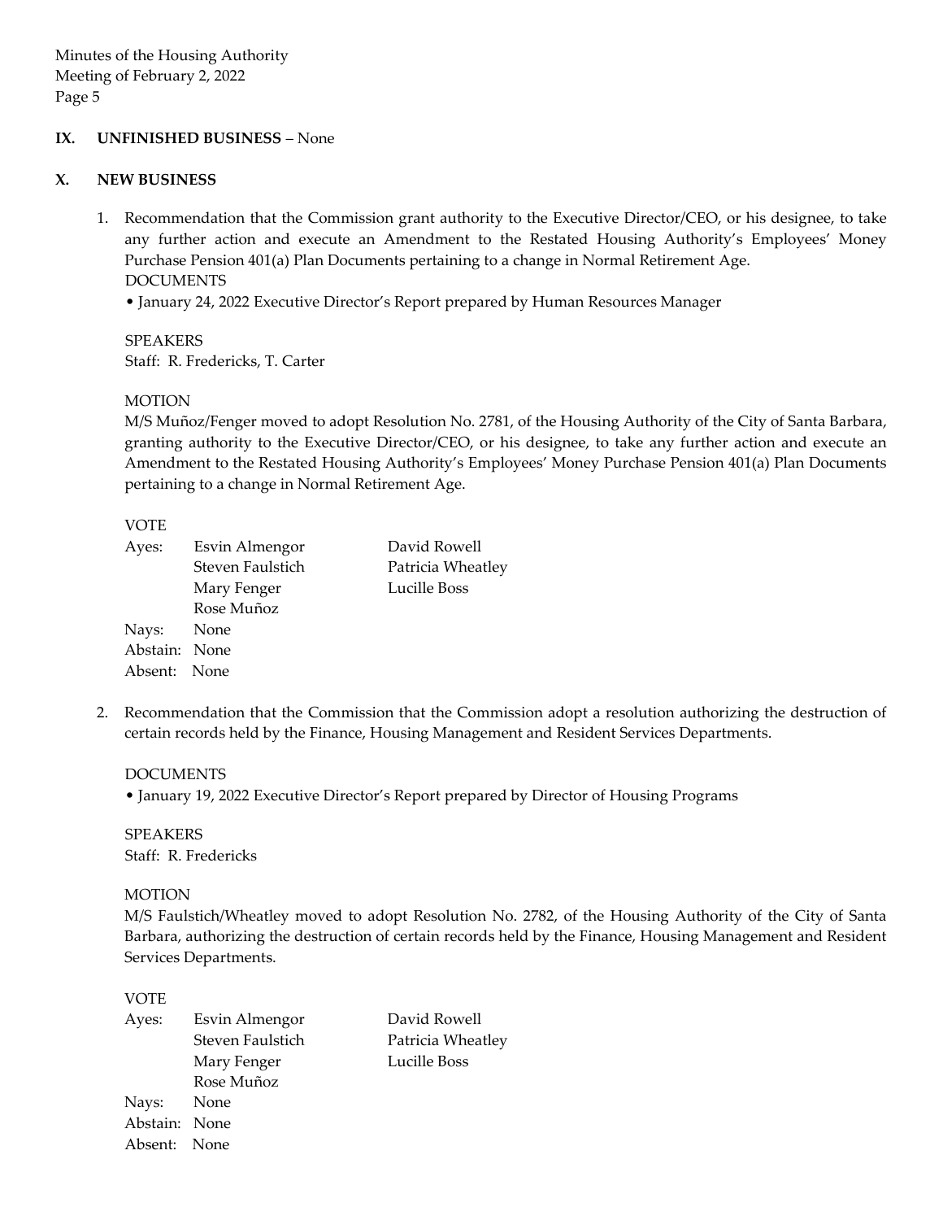## IX. UNFINISHED BUSINESS – None

## X. NEW BUSINESS

1. Recommendation that the Commission grant authority to the Executive Director/CEO, or his designee, to take any further action and execute an Amendment to the Restated Housing Authority's Employees' Money Purchase Pension 401(a) Plan Documents pertaining to a change in Normal Retirement Age.

   DOCUMENTS

   • January 24, 2022 Executive Director's Report prepared by Human Resources Manager

   SPEAKERS

   Staff: R. Fredericks, T. Carter

   MOTION

   M/S Muñoz/Fenger moved to adopt Resolution No. 2781, of the Housing Authority of the City of Santa Barbara, granting authority to the Executive Director/CEO, or his designee, to take any further action and execute an Amendment to the Restated Housing Authority's Employees' Money Purchase Pension 401(a) Plan Documents pertaining to a change in Normal Retirement Age.

   VOTE

   | | | |
   |---|---|---|
   | Ayes: | Esvin Almengor | David Rowell |
   | | Steven Faulstich | Patricia Wheatley |
   | | Mary Fenger | Lucille Boss |
   | | Rose Muñoz | |
   | Nays: | None | |
   | Abstain: | None | |
   | Absent: | None | |

2. Recommendation that the Commission that the Commission adopt a resolution authorizing the destruction of certain records held by the Finance, Housing Management and Resident Services Departments.

   DOCUMENTS

   • January 19, 2022 Executive Director's Report prepared by Director of Housing Programs

   SPEAKERS

   Staff: R. Fredericks

   MOTION

   M/S Faulstich/Wheatley moved to adopt Resolution No. 2782, of the Housing Authority of the City of Santa Barbara, authorizing the destruction of certain records held by the Finance, Housing Management and Resident Services Departments.

   VOTE

   | | | |
   |---|---|---|
   | Ayes: | Esvin Almengor | David Rowell |
   | | Steven Faulstich | Patricia Wheatley |
   | | Mary Fenger | Lucille Boss |
   | | Rose Muñoz | |
   | Nays: | None | |
   | Abstain: | None | |
   | Absent: | None | |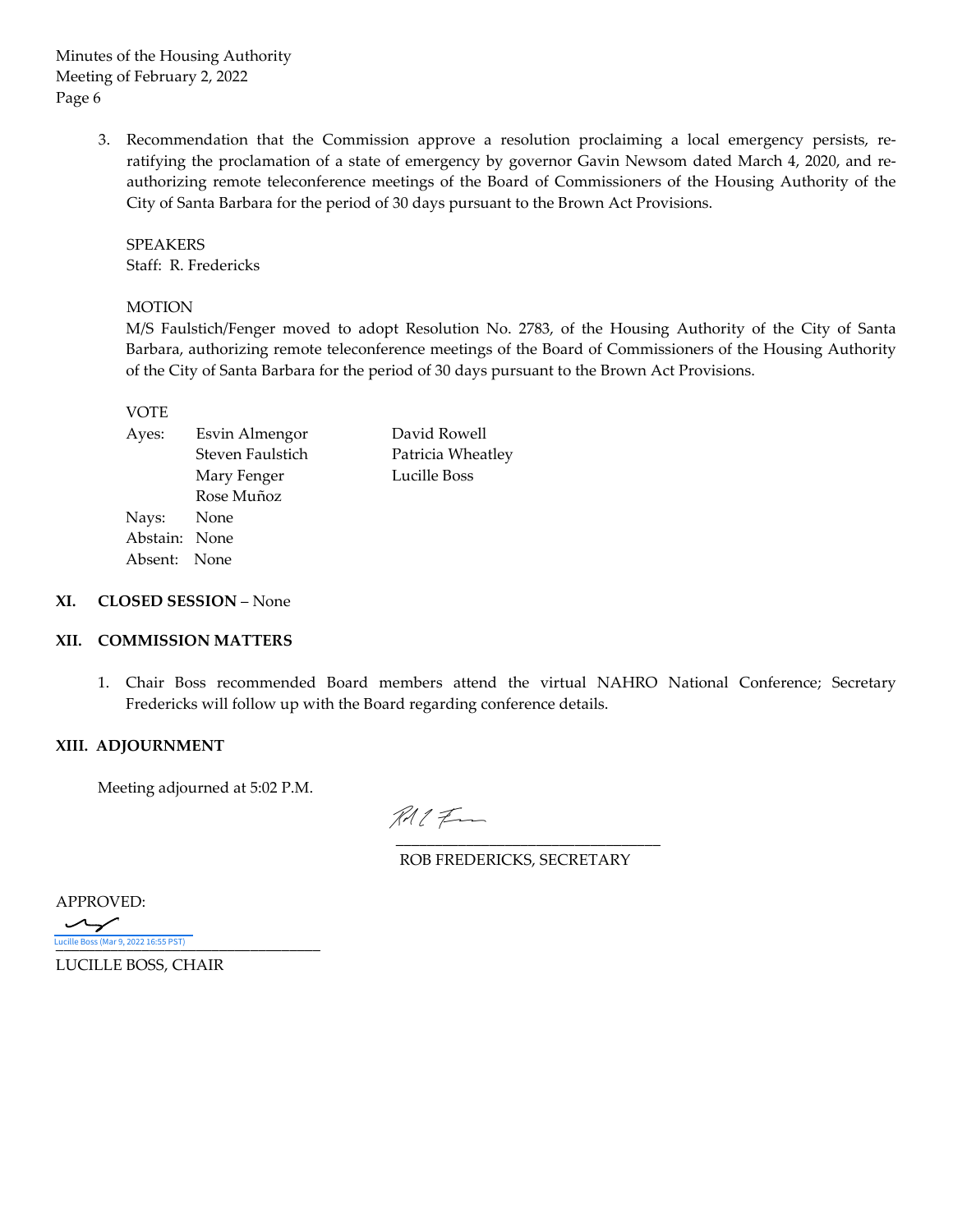3. Recommendation that the Commission approve a resolution proclaiming a local emergency persists, re-ratifying the proclamation of a state of emergency by governor Gavin Newsom dated March 4, 2020, and re-authorizing remote teleconference meetings of the Board of Commissioners of the Housing Authority of the City of Santa Barbara for the period of 30 days pursuant to the Brown Act Provisions.

   SPEAKERS
   Staff: R. Fredericks

   MOTION
   M/S Faulstich/Fenger moved to adopt Resolution No. 2783, of the Housing Authority of the City of Santa Barbara, authorizing remote teleconference meetings of the Board of Commissioners of the Housing Authority of the City of Santa Barbara for the period of 30 days pursuant to the Brown Act Provisions.

   VOTE

   | | | |
   |---|---|---|
   | Ayes: | Esvin Almengor | David Rowell |
   | | Steven Faulstich | Patricia Wheatley |
   | | Mary Fenger | Lucille Boss |
   | | Rose Muñoz | |
   | Nays: | None | |
   | Abstain: | None | |
   | Absent: | None | |

**XI. CLOSED SESSION** – None

**XII. COMMISSION MATTERS**

1. Chair Boss recommended Board members attend the virtual NAHRO National Conference; Secretary Fredericks will follow up with the Board regarding conference details.

**XIII. ADJOURNMENT**

Meeting adjourned at 5:02 P.M.

_______________________________
ROB FREDERICKS, SECRETARY

APPROVED:

Lucille Boss (Mar 9, 2022 16:55 PST)
_______________________________
LUCILLE BOSS, CHAIR